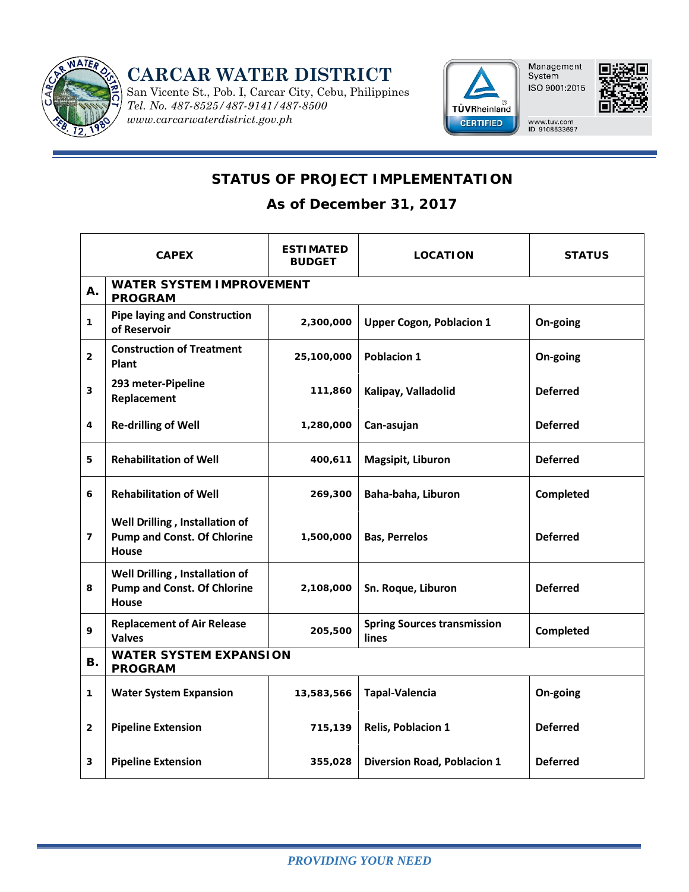# CARCAR WATER DISTRICT

San Vicente St., Pob. I, Carcar City, Cebu, Philippines
*Tel. No. 487-8525/487-9141/487-8500*
*www.carcarwaterdistrict.gov.ph*

Management System ISO 9001:2015
TÜVRheinland CERTIFIED
www.tuv.com ID 9108633697

## STATUS OF PROJECT IMPLEMENTATION

### As of December 31, 2017

| | CAPEX | ESTIMATED BUDGET | LOCATION | STATUS |
|---|---|---|---|---|
| **A.** | **WATER SYSTEM IMPROVEMENT PROGRAM** | | | |
| 1 | Pipe laying and Construction of Reservoir | 2,300,000 | Upper Cogon, Poblacion 1 | On-going |
| 2 | Construction of Treatment Plant | 25,100,000 | Poblacion 1 | On-going |
| 3 | 293 meter-Pipeline Replacement | 111,860 | Kalipay, Valladolid | Deferred |
| 4 | Re-drilling of Well | 1,280,000 | Can-asujan | Deferred |
| 5 | Rehabilitation of Well | 400,611 | Magsipit, Liburon | Deferred |
| 6 | Rehabilitation of Well | 269,300 | Baha-baha, Liburon | Completed |
| 7 | Well Drilling , Installation of Pump and Const. Of Chlorine House | 1,500,000 | Bas, Perrelos | Deferred |
| 8 | Well Drilling , Installation of Pump and Const. Of Chlorine House | 2,108,000 | Sn. Roque, Liburon | Deferred |
| 9 | Replacement of Air Release Valves | 205,500 | Spring Sources transmission lines | Completed |
| **B.** | **WATER SYSTEM EXPANSION PROGRAM** | | | |
| 1 | Water System Expansion | 13,583,566 | Tapal-Valencia | On-going |
| 2 | Pipeline Extension | 715,139 | Relis, Poblacion 1 | Deferred |
| 3 | Pipeline Extension | 355,028 | Diversion Road, Poblacion 1 | Deferred |

*PROVIDING YOUR NEED*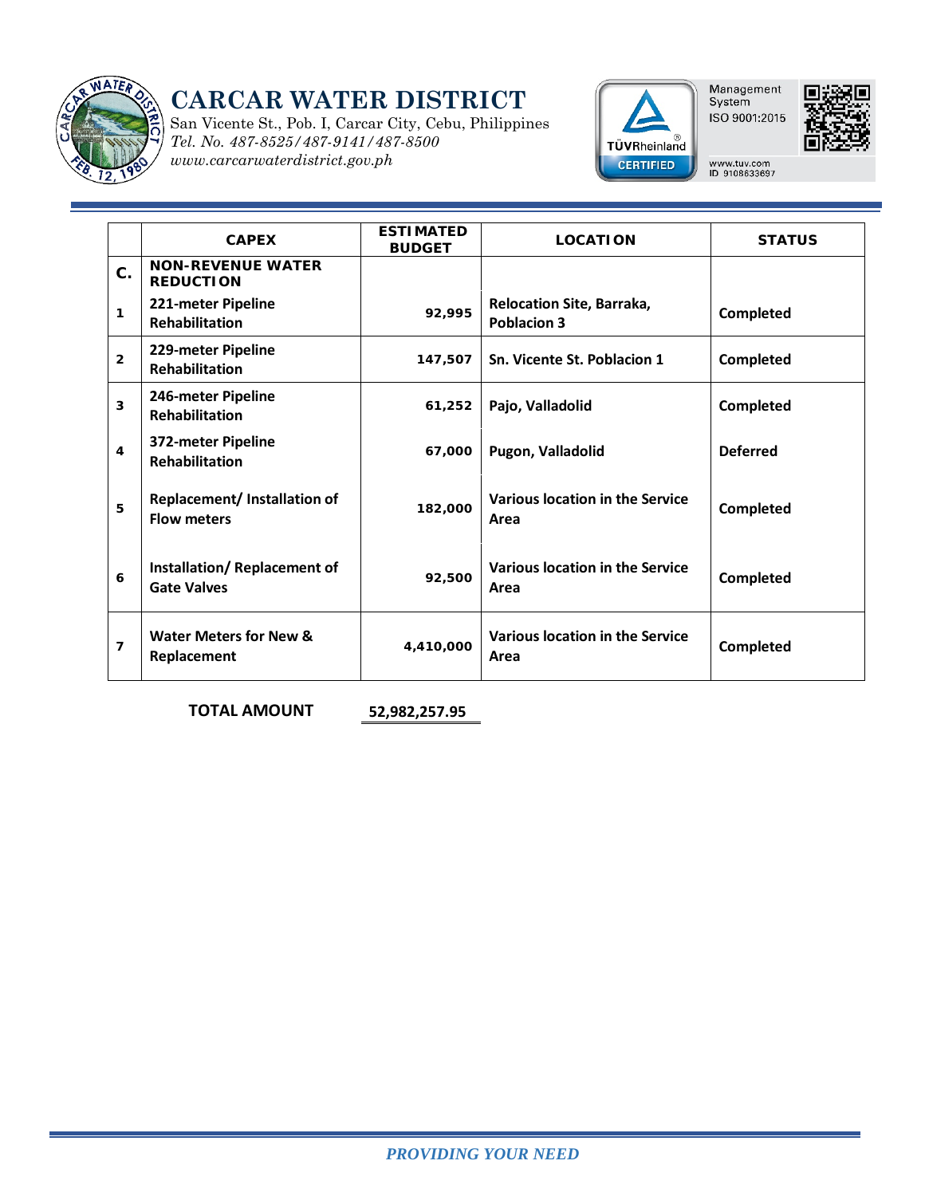# CARCAR WATER DISTRICT

San Vicente St., Pob. I, Carcar City, Cebu, Philippines
*Tel. No. 487-8525/487-9141/487-8500*
*www.carcarwaterdistrict.gov.ph*

Management System ISO 9001:2015
TÜVRheinland CERTIFIED
www.tuv.com ID 9108633697

| | CAPEX | ESTIMATED BUDGET | LOCATION | STATUS |
|---|---|---|---|---|
| **C.** | **NON-REVENUE WATER REDUCTION** | | | |
| **1** | **221-meter Pipeline Rehabilitation** | **92,995** | **Relocation Site, Barraka, Poblacion 3** | **Completed** |
| **2** | **229-meter Pipeline Rehabilitation** | **147,507** | **Sn. Vicente St. Poblacion 1** | **Completed** |
| **3** | **246-meter Pipeline Rehabilitation** | **61,252** | **Pajo, Valladolid** | **Completed** |
| **4** | **372-meter Pipeline Rehabilitation** | **67,000** | **Pugon, Valladolid** | **Deferred** |
| **5** | **Replacement/ Installation of Flow meters** | **182,000** | **Various location in the Service Area** | **Completed** |
| **6** | **Installation/ Replacement of Gate Valves** | **92,500** | **Various location in the Service Area** | **Completed** |
| **7** | **Water Meters for New & Replacement** | **4,410,000** | **Various location in the Service Area** | **Completed** |

**TOTAL AMOUNT** **52,982,257.95**

*PROVIDING YOUR NEED*